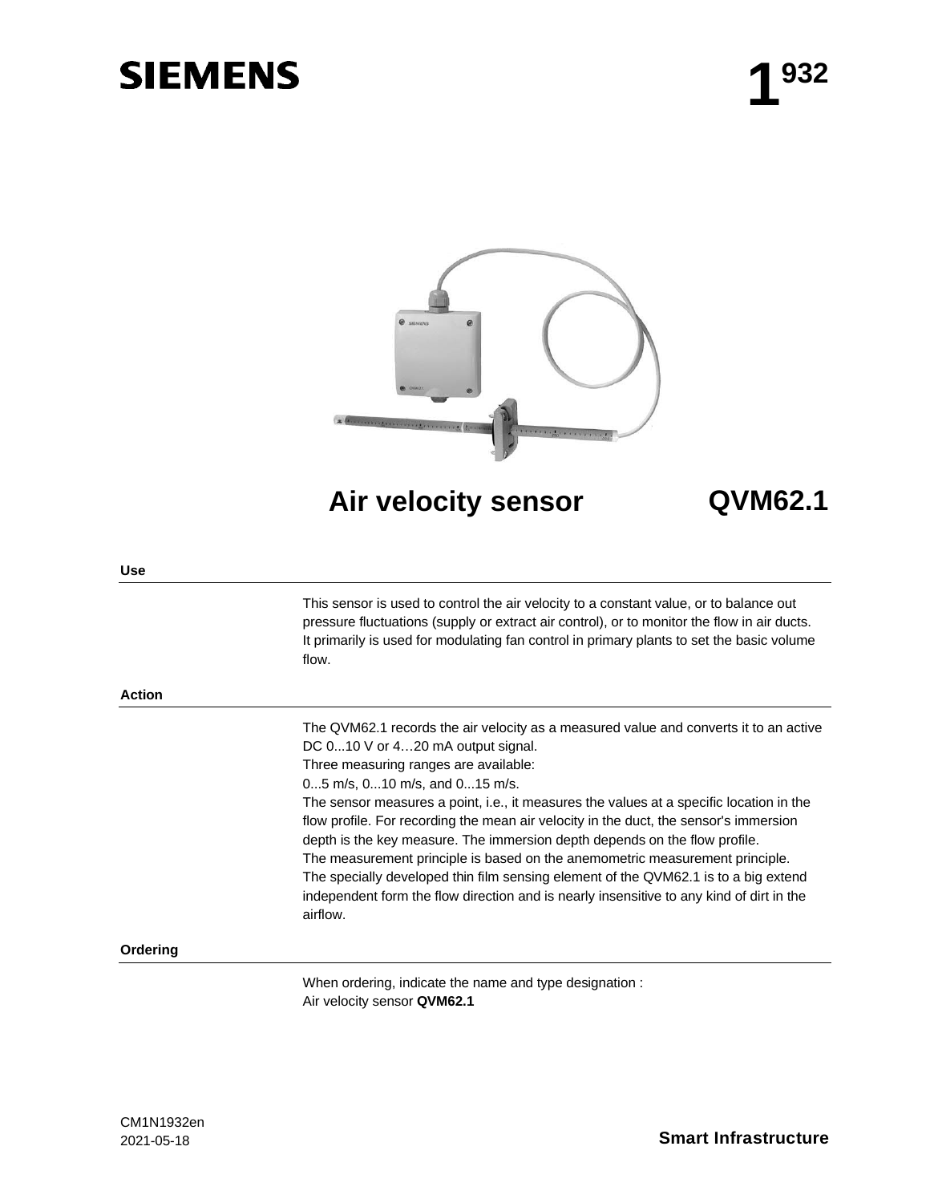# SIEMENS

**1 932**

# Air velocity sensor QVM62.1

## Use

This sensor is used to control the air velocity to a constant value, or to balance out pressure fluctuations (supply or extract air control), or to monitor the flow in air ducts. It primarily is used for modulating fan control in primary plants to set the basic volume flow.

## Action

The QVM62.1 records the air velocity as a measured value and converts it to an active DC 0...10 V or 4…20 mA output signal.
Three measuring ranges are available:
0...5 m/s, 0...10 m/s, and 0...15 m/s.
The sensor measures a point, i.e., it measures the values at a specific location in the flow profile. For recording the mean air velocity in the duct, the sensor's immersion depth is the key measure. The immersion depth depends on the flow profile.
The measurement principle is based on the anemometric measurement principle.
The specially developed thin film sensing element of the QVM62.1 is to a big extend independent form the flow direction and is nearly insensitive to any kind of dirt in the airflow.

## Ordering

When ordering, indicate the name and type designation :
Air velocity sensor **QVM62.1**

CM1N1932en
2021-05-18

**Smart Infrastructure**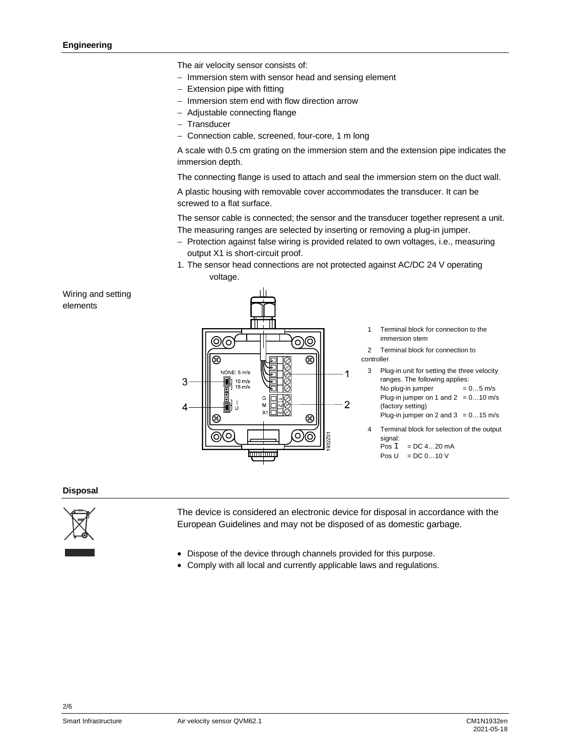## Engineering

The air velocity sensor consists of:

- Immersion stem with sensor head and sensing element
- Extension pipe with fitting
- Immersion stem end with flow direction arrow
- Adjustable connecting flange
- Transducer
- Connection cable, screened, four-core, 1 m long

A scale with 0.5 cm grating on the immersion stem and the extension pipe indicates the immersion depth.

The connecting flange is used to attach and seal the immersion stem on the duct wall.

A plastic housing with removable cover accommodates the transducer. It can be screwed to a flat surface.

The sensor cable is connected; the sensor and the transducer together represent a unit. The measuring ranges are selected by inserting or removing a plug-in jumper.

- Protection against false wiring is provided related to own voltages, i.e., measuring output X1 is short-circuit proof.

1. The sensor head connections are not protected against AC/DC 24 V operating voltage.

### Wiring and setting elements

1. Terminal block for connection to the immersion stem
2. Terminal block for connection to controller
3. Plug-in unit for setting the three velocity ranges. The following applies:
   No plug-in jumper = 0…5 m/s
   Plug-in jumper on 1 and 2 = 0…10 m/s (factory setting)
   Plug-in jumper on 2 and 3 = 0…15 m/s
4. Terminal block for selection of the output signal:
   Pos I = DC 4…20 mA
   Pos U = DC 0…10 V

## Disposal

The device is considered an electronic device for disposal in accordance with the European Guidelines and may not be disposed of as domestic garbage.

- Dispose of the device through channels provided for this purpose.
- Comply with all local and currently applicable laws and regulations.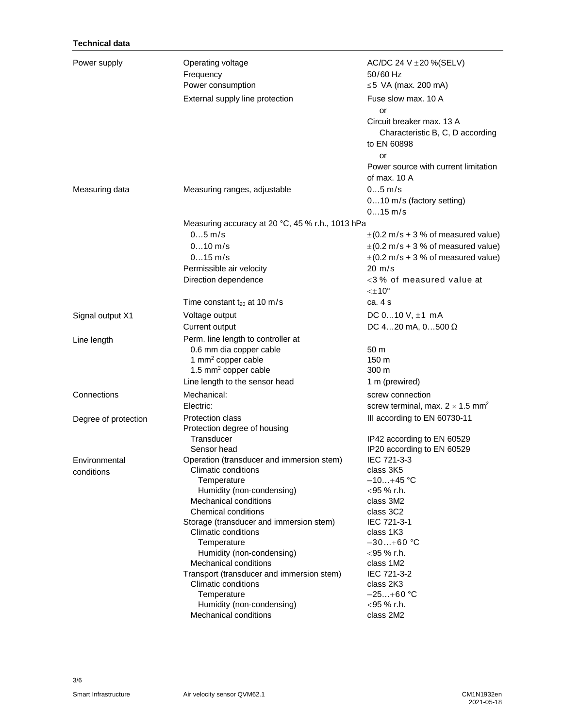**Technical data**

| | | |
|---|---|---|
| Power supply | Operating voltage | AC/DC 24 V ±20 %(SELV) |
| | Frequency | 50/60 Hz |
| | Power consumption | ≤5 VA (max. 200 mA) |
| | External supply line protection | Fuse slow max. 10 A<br>or<br>Circuit breaker max. 13 A<br>Characteristic B, C, D according to EN 60898<br>or<br>Power source with current limitation of max. 10 A |
| Measuring data | Measuring ranges, adjustable | 0…5 m/s<br>0…10 m/s (factory setting)<br>0…15 m/s |
| | Measuring accuracy at 20 °C, 45 % r.h., 1013 hPa | |
| | 0…5 m/s | ±(0.2 m/s + 3 % of measured value) |
| | 0…10 m/s | ±(0.2 m/s + 3 % of measured value) |
| | 0…15 m/s | ±(0.2 m/s + 3 % of measured value) |
| | Permissible air velocity | 20 m/s |
| | Direction dependence | <3 % of measured value at <±10° |
| | Time constant $t_{90}$ at 10 m/s | ca. 4 s |
| Signal output X1 | Voltage output | DC 0…10 V, ±1 mA |
| | Current output | DC 4…20 mA, 0…500 Ω |
| Line length | Perm. line length to controller at | |
| | 0.6 mm dia copper cable | 50 m |
| | 1 mm² copper cable | 150 m |
| | 1.5 mm² copper cable | 300 m |
| | Line length to the sensor head | 1 m (prewired) |
| Connections | Mechanical: | screw connection |
| | Electric: | screw terminal, max. 2 × 1.5 mm² |
| Degree of protection | Protection class | III according to EN 60730-11 |
| | Protection degree of housing | |
| | Transducer | IP42 according to EN 60529 |
| | Sensor head | IP20 according to EN 60529 |
| Environmental conditions | Operation (transducer and immersion stem) | IEC 721-3-3 |
| | Climatic conditions | class 3K5 |
| | Temperature | –10…+45 °C |
| | Humidity (non-condensing) | <95 % r.h. |
| | Mechanical conditions | class 3M2 |
| | Chemical conditions | class 3C2 |
| | Storage (transducer and immersion stem) | IEC 721-3-1 |
| | Climatic conditions | class 1K3 |
| | Temperature | –30…+60 °C |
| | Humidity (non-condensing) | <95 % r.h. |
| | Mechanical conditions | class 1M2 |
| | Transport (transducer and immersion stem) | IEC 721-3-2 |
| | Climatic conditions | class 2K3 |
| | Temperature | –25…+60 °C |
| | Humidity (non-condensing) | <95 % r.h. |
| | Mechanical conditions | class 2M2 |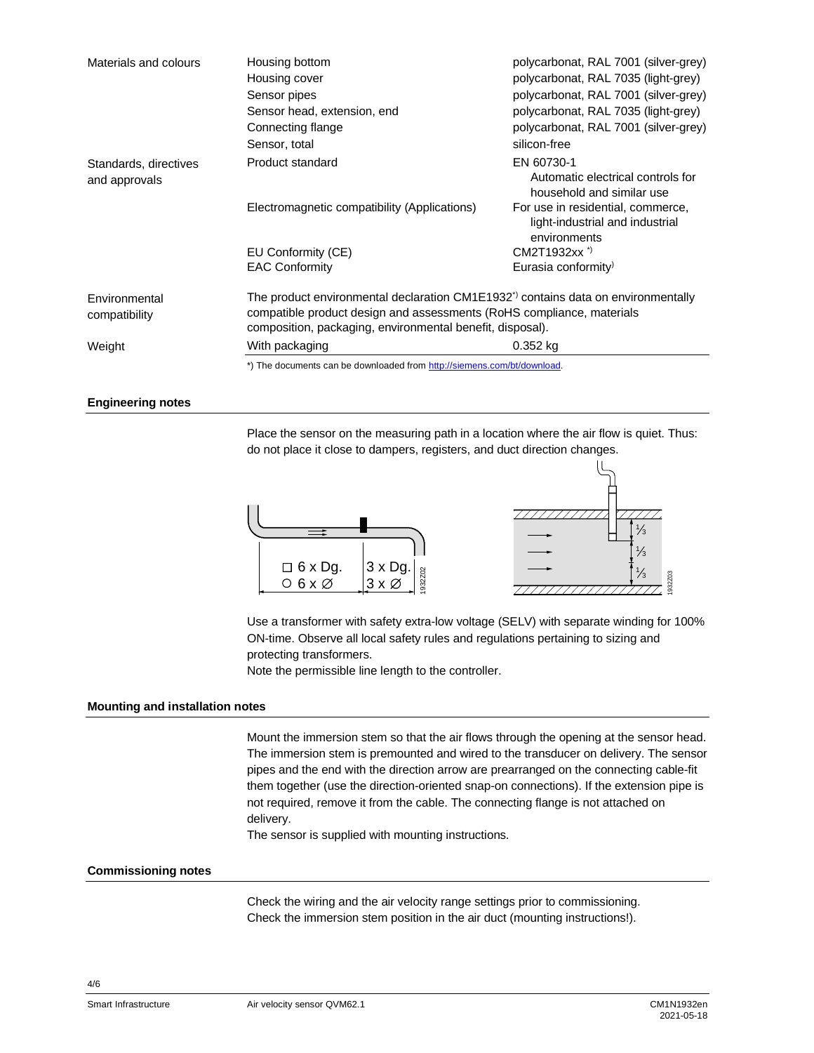| | | |
|---|---|---|
| Materials and colours | Housing bottom | polycarbonat, RAL 7001 (silver-grey) |
| | Housing cover | polycarbonat, RAL 7035 (light-grey) |
| | Sensor pipes | polycarbonat, RAL 7001 (silver-grey) |
| | Sensor head, extension, end | polycarbonat, RAL 7035 (light-grey) |
| | Connecting flange | polycarbonat, RAL 7001 (silver-grey) |
| | Sensor, total | silicon-free |
| Standards, directives and approvals | Product standard | EN 60730-1 Automatic electrical controls for household and similar use |
| | Electromagnetic compatibility (Applications) | For use in residential, commerce, light-industrial and industrial environments |
| | EU Conformity (CE) | CM2T1932xx *) |
| | EAC Conformity | Eurasia conformity) |
| Environmental compatibility | The product environmental declaration CM1E1932*) contains data on environmentally compatible product design and assessments (RoHS compliance, materials composition, packaging, environmental benefit, disposal). | |
| Weight | With packaging | 0.352 kg |

*) The documents can be downloaded from http://siemens.com/bt/download.

## Engineering notes

Place the sensor on the measuring path in a location where the air flow is quiet. Thus: do not place it close to dampers, registers, and duct direction changes.

□ 6 x Dg. | 3 x Dg.
○ 6 x ∅ | 3 x ∅

1932Z02

⅓ ⅓ ⅓

1932Z03

Use a transformer with safety extra-low voltage (SELV) with separate winding for 100% ON-time. Observe all local safety rules and regulations pertaining to sizing and protecting transformers.
Note the permissible line length to the controller.

## Mounting and installation notes

Mount the immersion stem so that the air flows through the opening at the sensor head. The immersion stem is premounted and wired to the transducer on delivery. The sensor pipes and the end with the direction arrow are prearranged on the connecting cable-fit them together (use the direction-oriented snap-on connections). If the extension pipe is not required, remove it from the cable. The connecting flange is not attached on delivery.
The sensor is supplied with mounting instructions.

## Commissioning notes

Check the wiring and the air velocity range settings prior to commissioning.
Check the immersion stem position in the air duct (mounting instructions!).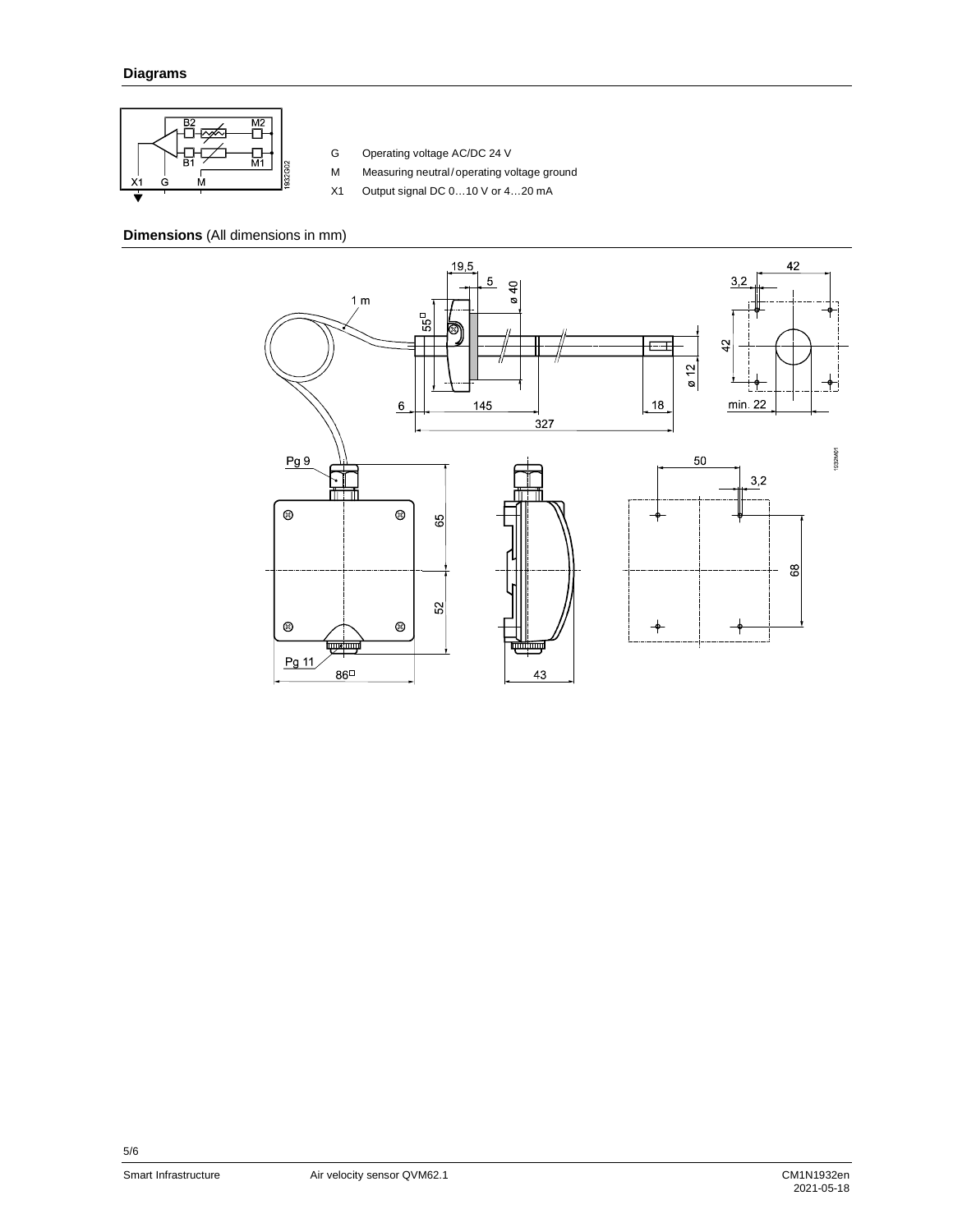## Diagrams

G Operating voltage AC/DC 24 V

M Measuring neutral / operating voltage ground

X1 Output signal DC 0…10 V or 4…20 mA

## Dimensions (All dimensions in mm)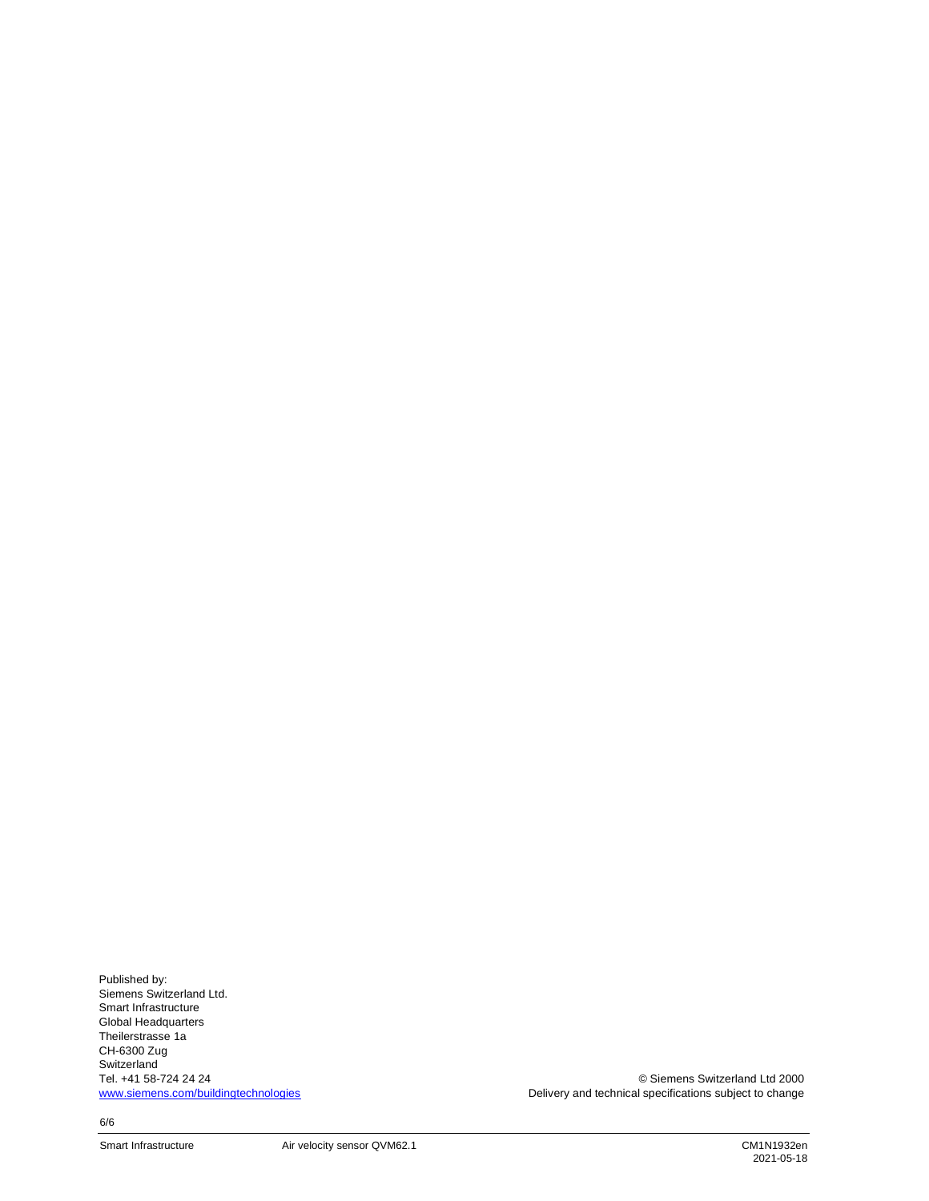Published by:
Siemens Switzerland Ltd.
Smart Infrastructure
Global Headquarters
Theilerstrasse 1a
CH-6300 Zug
Switzerland
Tel. +41 58-724 24 24
www.siemens.com/buildingtechnologies

© Siemens Switzerland Ltd 2000
Delivery and technical specifications subject to change